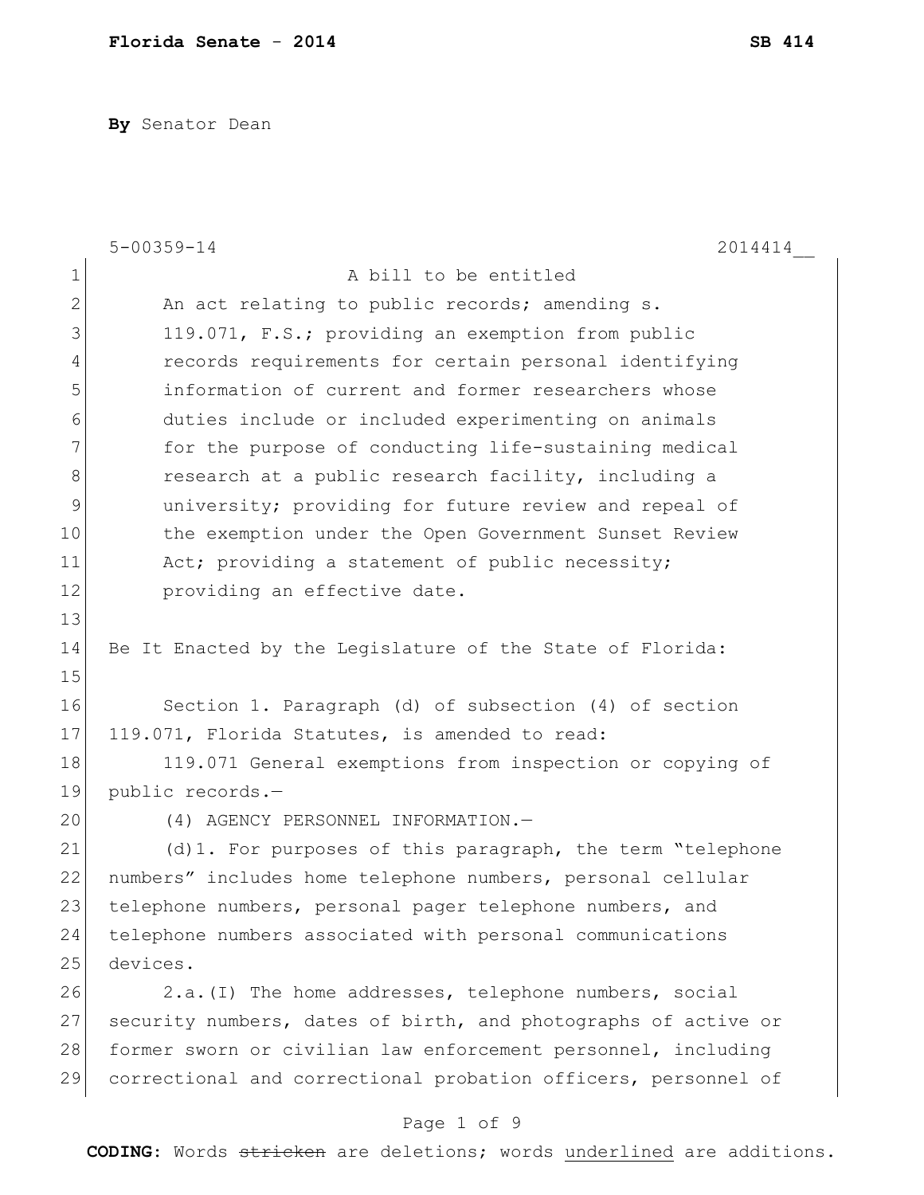**By** Senator Dean

5-00359-14 2014414__

A bill to be entitled

An act relating to public records; amending s. 119.071, F.S.; providing an exemption from public records requirements for certain personal identifying information of current and former researchers whose duties include or included experimenting on animals for the purpose of conducting life-sustaining medical research at a public research facility, including a university; providing for future review and repeal of the exemption under the Open Government Sunset Review Act; providing a statement of public necessity; providing an effective date.

Be It Enacted by the Legislature of the State of Florida:

Section 1. Paragraph (d) of subsection (4) of section 119.071, Florida Statutes, is amended to read:

119.071 General exemptions from inspection or copying of public records.—

(4) AGENCY PERSONNEL INFORMATION.—

(d)1. For purposes of this paragraph, the term "telephone numbers" includes home telephone numbers, personal cellular telephone numbers, personal pager telephone numbers, and telephone numbers associated with personal communications devices.

2.a.(I) The home addresses, telephone numbers, social security numbers, dates of birth, and photographs of active or former sworn or civilian law enforcement personnel, including correctional and correctional probation officers, personnel of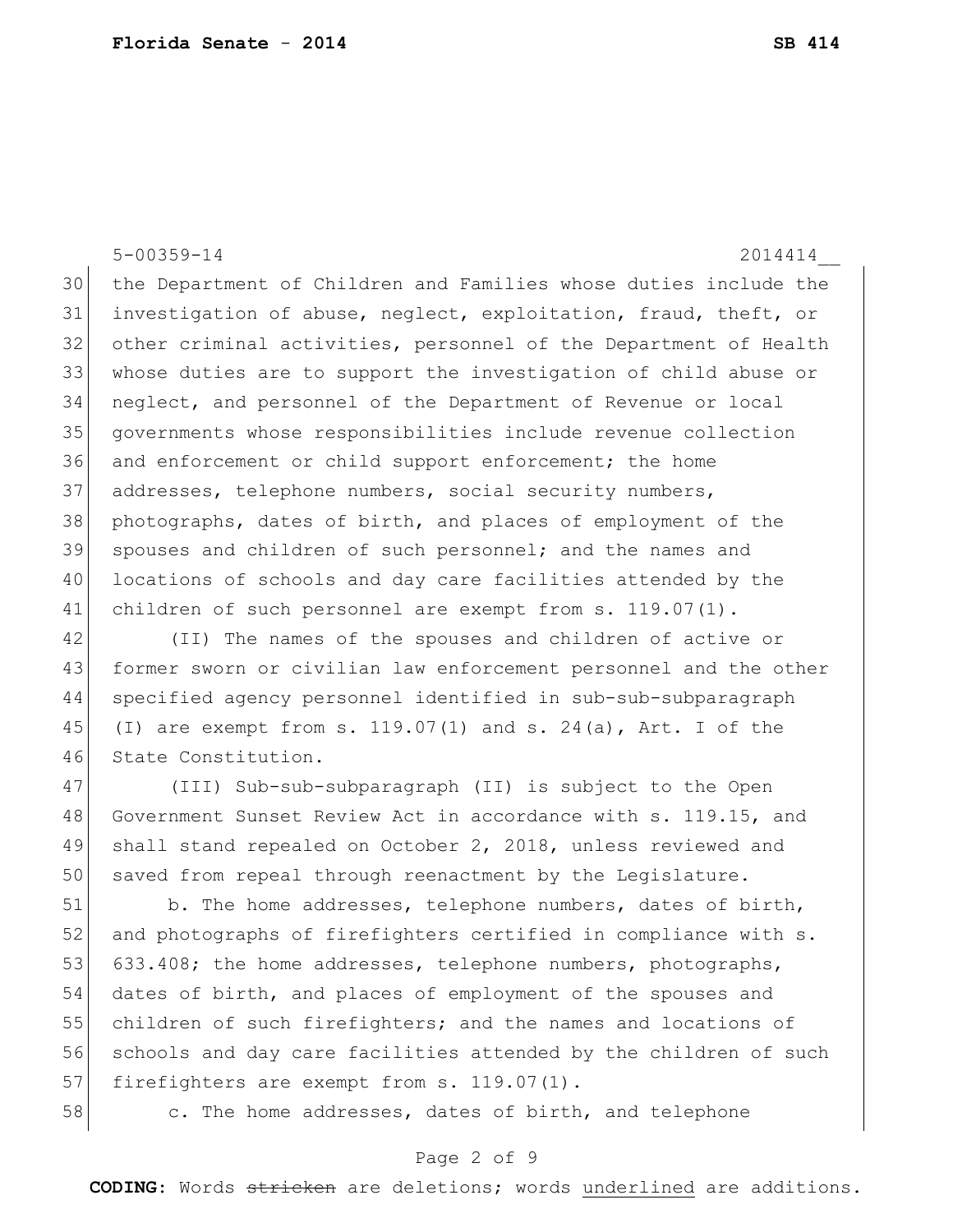5-00359-14 2014414__

the Department of Children and Families whose duties include the investigation of abuse, neglect, exploitation, fraud, theft, or other criminal activities, personnel of the Department of Health whose duties are to support the investigation of child abuse or neglect, and personnel of the Department of Revenue or local governments whose responsibilities include revenue collection and enforcement or child support enforcement; the home addresses, telephone numbers, social security numbers, photographs, dates of birth, and places of employment of the spouses and children of such personnel; and the names and locations of schools and day care facilities attended by the children of such personnel are exempt from s. 119.07(1).

(II) The names of the spouses and children of active or former sworn or civilian law enforcement personnel and the other specified agency personnel identified in sub-sub-subparagraph (I) are exempt from s. 119.07(1) and s. 24(a), Art. I of the State Constitution.

(III) Sub-sub-subparagraph (II) is subject to the Open Government Sunset Review Act in accordance with s. 119.15, and shall stand repealed on October 2, 2018, unless reviewed and saved from repeal through reenactment by the Legislature.

b. The home addresses, telephone numbers, dates of birth, and photographs of firefighters certified in compliance with s. 633.408; the home addresses, telephone numbers, photographs, dates of birth, and places of employment of the spouses and children of such firefighters; and the names and locations of schools and day care facilities attended by the children of such firefighters are exempt from s. 119.07(1).

c. The home addresses, dates of birth, and telephone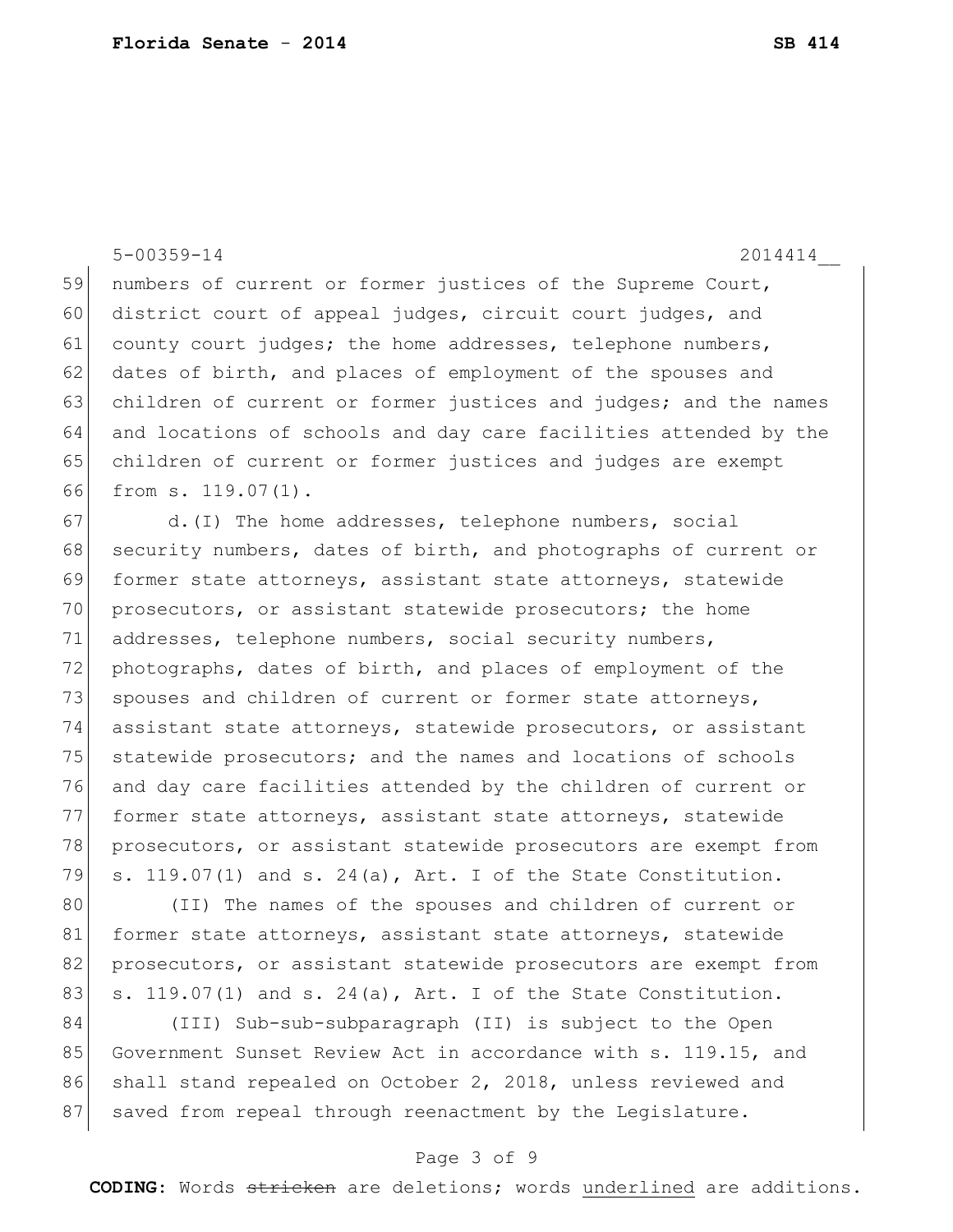5-00359-14 2014414__

59 numbers of current or former justices of the Supreme Court,
60 district court of appeal judges, circuit court judges, and
61 county court judges; the home addresses, telephone numbers,
62 dates of birth, and places of employment of the spouses and
63 children of current or former justices and judges; and the names
64 and locations of schools and day care facilities attended by the
65 children of current or former justices and judges are exempt
66 from s. 119.07(1).

67 d.(I) The home addresses, telephone numbers, social
68 security numbers, dates of birth, and photographs of current or
69 former state attorneys, assistant state attorneys, statewide
70 prosecutors, or assistant statewide prosecutors; the home
71 addresses, telephone numbers, social security numbers,
72 photographs, dates of birth, and places of employment of the
73 spouses and children of current or former state attorneys,
74 assistant state attorneys, statewide prosecutors, or assistant
75 statewide prosecutors; and the names and locations of schools
76 and day care facilities attended by the children of current or
77 former state attorneys, assistant state attorneys, statewide
78 prosecutors, or assistant statewide prosecutors are exempt from
79 s. 119.07(1) and s. 24(a), Art. I of the State Constitution.

80 (II) The names of the spouses and children of current or
81 former state attorneys, assistant state attorneys, statewide
82 prosecutors, or assistant statewide prosecutors are exempt from
83 s. 119.07(1) and s. 24(a), Art. I of the State Constitution.

84 (III) Sub-sub-subparagraph (II) is subject to the Open
85 Government Sunset Review Act in accordance with s. 119.15, and
86 shall stand repealed on October 2, 2018, unless reviewed and
87 saved from repeal through reenactment by the Legislature.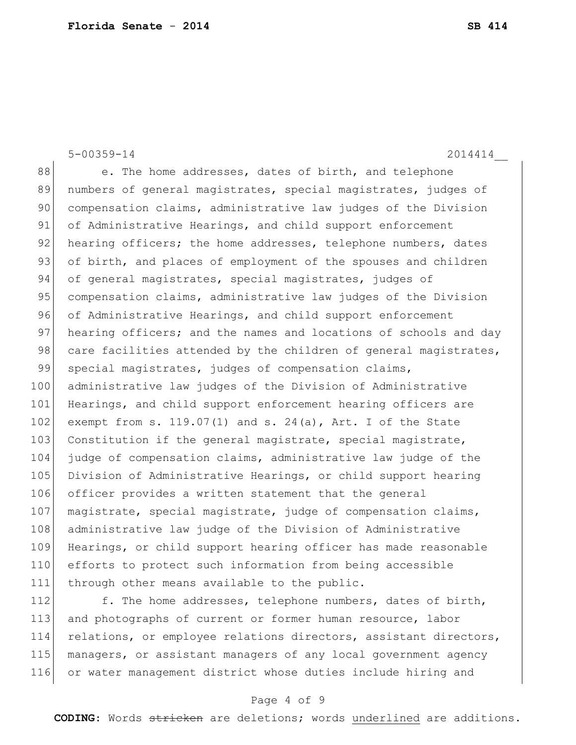e. The home addresses, dates of birth, and telephone numbers of general magistrates, special magistrates, judges of compensation claims, administrative law judges of the Division of Administrative Hearings, and child support enforcement hearing officers; the home addresses, telephone numbers, dates of birth, and places of employment of the spouses and children of general magistrates, special magistrates, judges of compensation claims, administrative law judges of the Division of Administrative Hearings, and child support enforcement hearing officers; and the names and locations of schools and day care facilities attended by the children of general magistrates, special magistrates, judges of compensation claims, administrative law judges of the Division of Administrative Hearings, and child support enforcement hearing officers are exempt from s. 119.07(1) and s. 24(a), Art. I of the State Constitution if the general magistrate, special magistrate, judge of compensation claims, administrative law judge of the Division of Administrative Hearings, or child support hearing officer provides a written statement that the general magistrate, special magistrate, judge of compensation claims, administrative law judge of the Division of Administrative Hearings, or child support hearing officer has made reasonable efforts to protect such information from being accessible through other means available to the public.

f. The home addresses, telephone numbers, dates of birth, and photographs of current or former human resource, labor relations, or employee relations directors, assistant directors, managers, or assistant managers of any local government agency or water management district whose duties include hiring and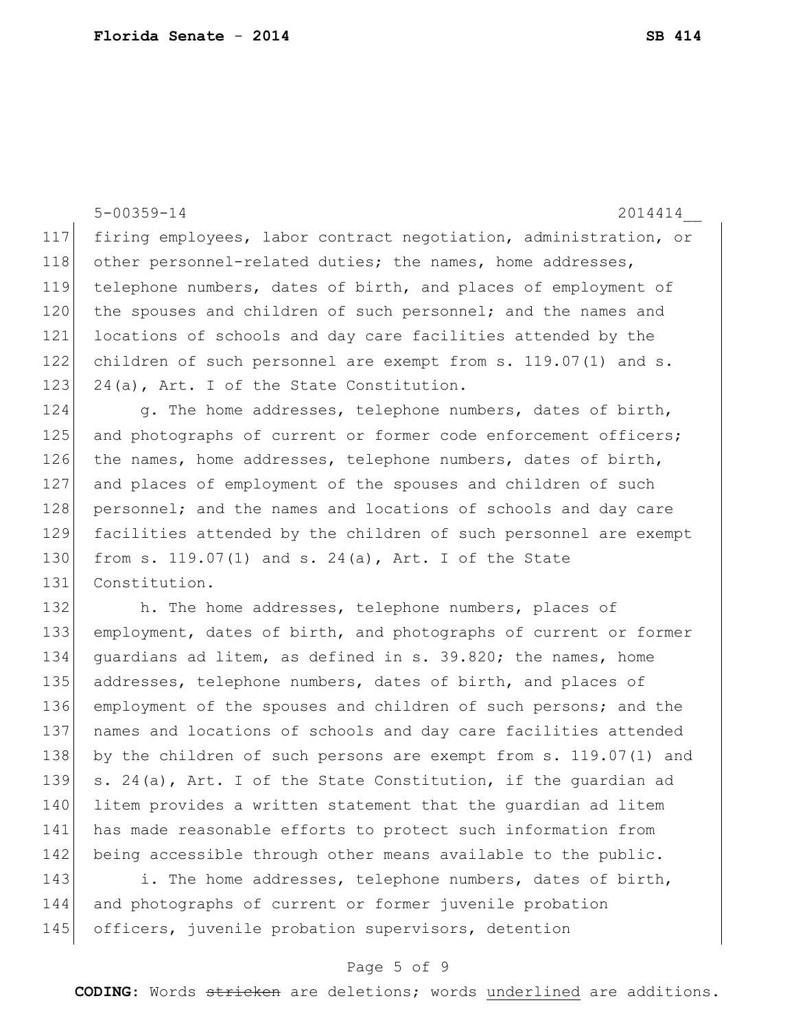5-00359-14 2014414__

117 firing employees, labor contract negotiation, administration, or
118 other personnel-related duties; the names, home addresses,
119 telephone numbers, dates of birth, and places of employment of
120 the spouses and children of such personnel; and the names and
121 locations of schools and day care facilities attended by the
122 children of such personnel are exempt from s. 119.07(1) and s.
123 24(a), Art. I of the State Constitution.

124 g. The home addresses, telephone numbers, dates of birth,
125 and photographs of current or former code enforcement officers;
126 the names, home addresses, telephone numbers, dates of birth,
127 and places of employment of the spouses and children of such
128 personnel; and the names and locations of schools and day care
129 facilities attended by the children of such personnel are exempt
130 from s. 119.07(1) and s. 24(a), Art. I of the State
131 Constitution.

132 h. The home addresses, telephone numbers, places of
133 employment, dates of birth, and photographs of current or former
134 guardians ad litem, as defined in s. 39.820; the names, home
135 addresses, telephone numbers, dates of birth, and places of
136 employment of the spouses and children of such persons; and the
137 names and locations of schools and day care facilities attended
138 by the children of such persons are exempt from s. 119.07(1) and
139 s. 24(a), Art. I of the State Constitution, if the guardian ad
140 litem provides a written statement that the guardian ad litem
141 has made reasonable efforts to protect such information from
142 being accessible through other means available to the public.

143 i. The home addresses, telephone numbers, dates of birth,
144 and photographs of current or former juvenile probation
145 officers, juvenile probation supervisors, detention

**CODING:** Words ~~stricken~~ are deletions; words underlined are additions.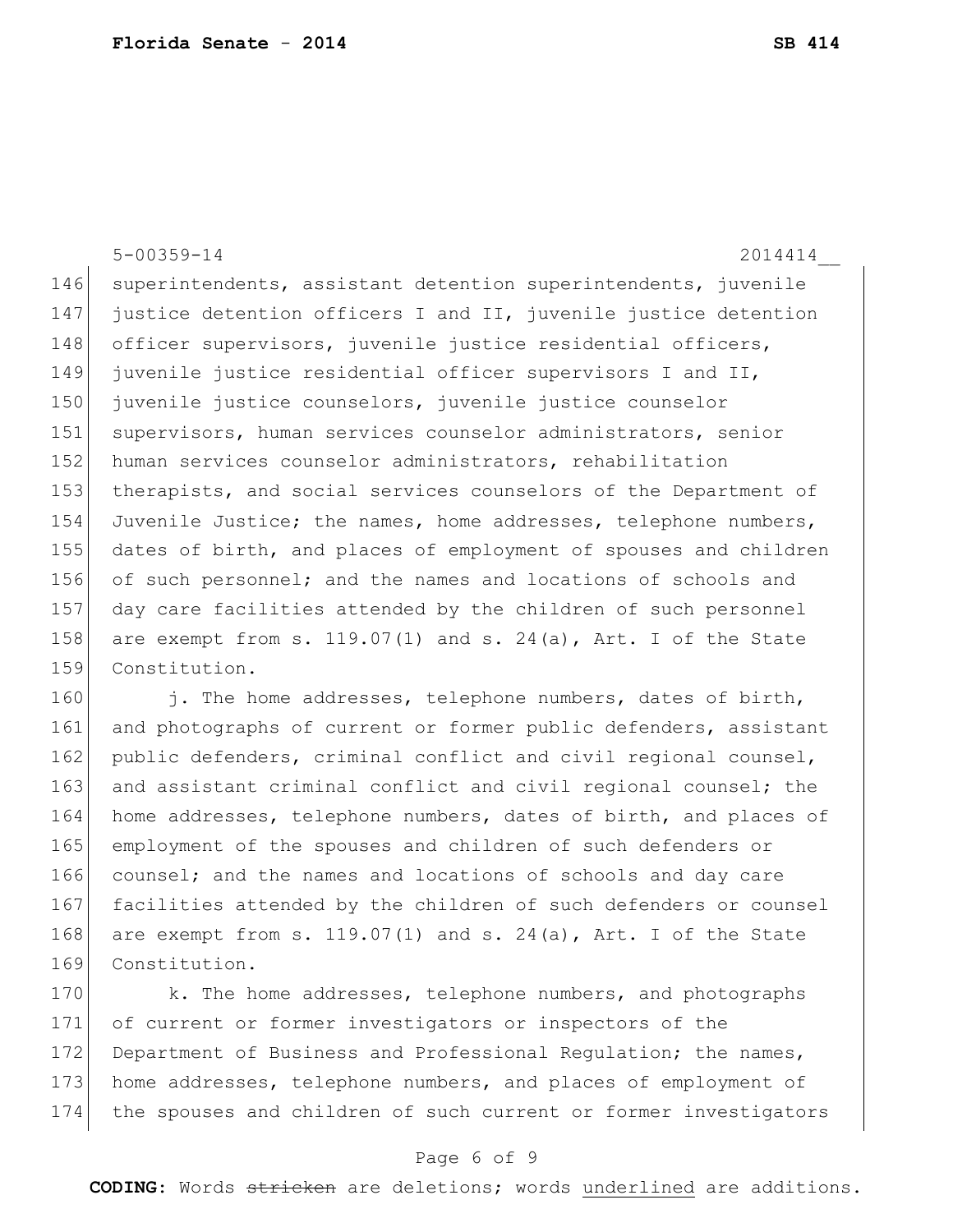5-00359-14 2014414__

superintendents, assistant detention superintendents, juvenile justice detention officers I and II, juvenile justice detention officer supervisors, juvenile justice residential officers, juvenile justice residential officer supervisors I and II, juvenile justice counselors, juvenile justice counselor supervisors, human services counselor administrators, senior human services counselor administrators, rehabilitation therapists, and social services counselors of the Department of Juvenile Justice; the names, home addresses, telephone numbers, dates of birth, and places of employment of spouses and children of such personnel; and the names and locations of schools and day care facilities attended by the children of such personnel are exempt from s. 119.07(1) and s. 24(a), Art. I of the State Constitution.

j. The home addresses, telephone numbers, dates of birth, and photographs of current or former public defenders, assistant public defenders, criminal conflict and civil regional counsel, and assistant criminal conflict and civil regional counsel; the home addresses, telephone numbers, dates of birth, and places of employment of the spouses and children of such defenders or counsel; and the names and locations of schools and day care facilities attended by the children of such defenders or counsel are exempt from s. 119.07(1) and s. 24(a), Art. I of the State Constitution.

k. The home addresses, telephone numbers, and photographs of current or former investigators or inspectors of the Department of Business and Professional Regulation; the names, home addresses, telephone numbers, and places of employment of the spouses and children of such current or former investigators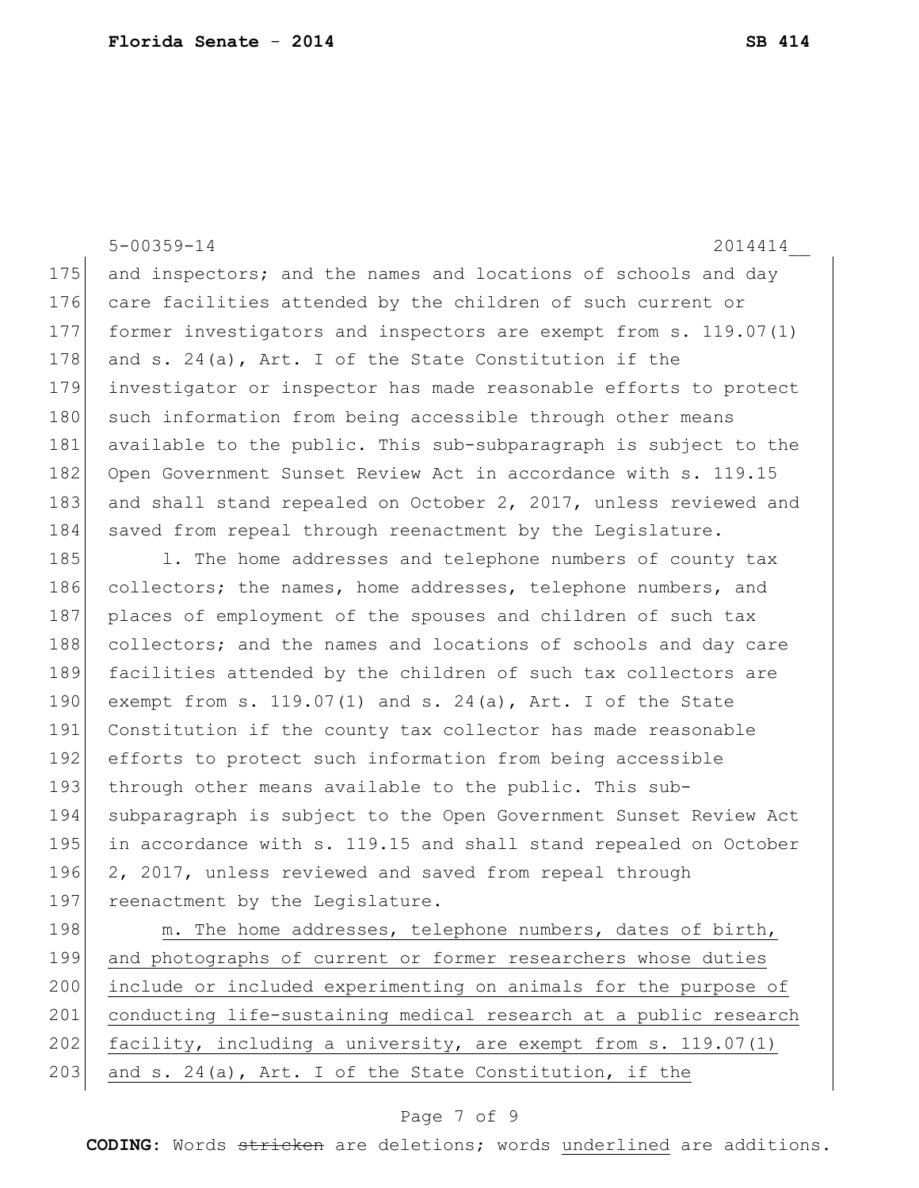and inspectors; and the names and locations of schools and day care facilities attended by the children of such current or former investigators and inspectors are exempt from s. 119.07(1) and s. 24(a), Art. I of the State Constitution if the investigator or inspector has made reasonable efforts to protect such information from being accessible through other means available to the public. This sub-subparagraph is subject to the Open Government Sunset Review Act in accordance with s. 119.15 and shall stand repealed on October 2, 2017, unless reviewed and saved from repeal through reenactment by the Legislature.

l. The home addresses and telephone numbers of county tax collectors; the names, home addresses, telephone numbers, and places of employment of the spouses and children of such tax collectors; and the names and locations of schools and day care facilities attended by the children of such tax collectors are exempt from s. 119.07(1) and s. 24(a), Art. I of the State Constitution if the county tax collector has made reasonable efforts to protect such information from being accessible through other means available to the public. This sub-subparagraph is subject to the Open Government Sunset Review Act in accordance with s. 119.15 and shall stand repealed on October 2, 2017, unless reviewed and saved from repeal through reenactment by the Legislature.

<u>m. The home addresses, telephone numbers, dates of birth, and photographs of current or former researchers whose duties include or included experimenting on animals for the purpose of conducting life-sustaining medical research at a public research facility, including a university, are exempt from s. 119.07(1) and s. 24(a), Art. I of the State Constitution, if the</u>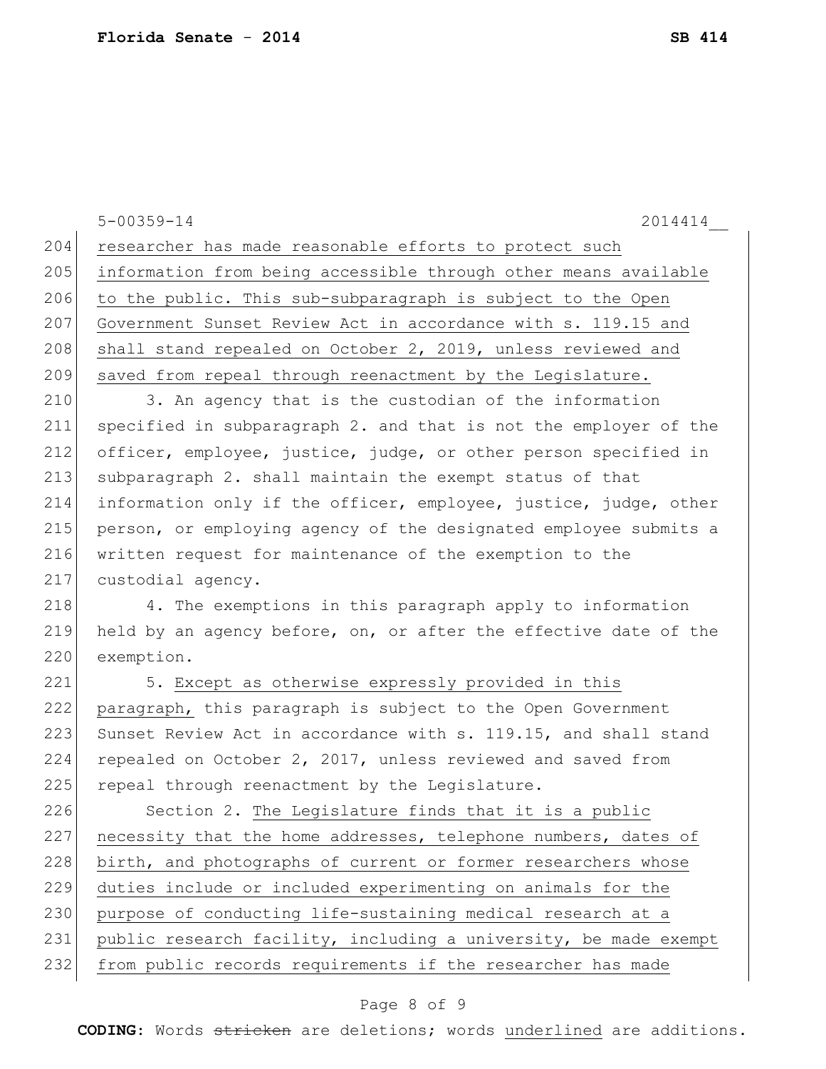researcher has made reasonable efforts to protect such information from being accessible through other means available to the public. This sub-subparagraph is subject to the Open Government Sunset Review Act in accordance with s. 119.15 and shall stand repealed on October 2, 2019, unless reviewed and saved from repeal through reenactment by the Legislature.

3. An agency that is the custodian of the information specified in subparagraph 2. and that is not the employer of the officer, employee, justice, judge, or other person specified in subparagraph 2. shall maintain the exempt status of that information only if the officer, employee, justice, judge, other person, or employing agency of the designated employee submits a written request for maintenance of the exemption to the custodial agency.

4. The exemptions in this paragraph apply to information held by an agency before, on, or after the effective date of the exemption.

5. Except as otherwise expressly provided in this paragraph, this paragraph is subject to the Open Government Sunset Review Act in accordance with s. 119.15, and shall stand repealed on October 2, 2017, unless reviewed and saved from repeal through reenactment by the Legislature.

Section 2. The Legislature finds that it is a public necessity that the home addresses, telephone numbers, dates of birth, and photographs of current or former researchers whose duties include or included experimenting on animals for the purpose of conducting life-sustaining medical research at a public research facility, including a university, be made exempt from public records requirements if the researcher has made

**CODING:** Words ~~stricken~~ are deletions; words underlined are additions.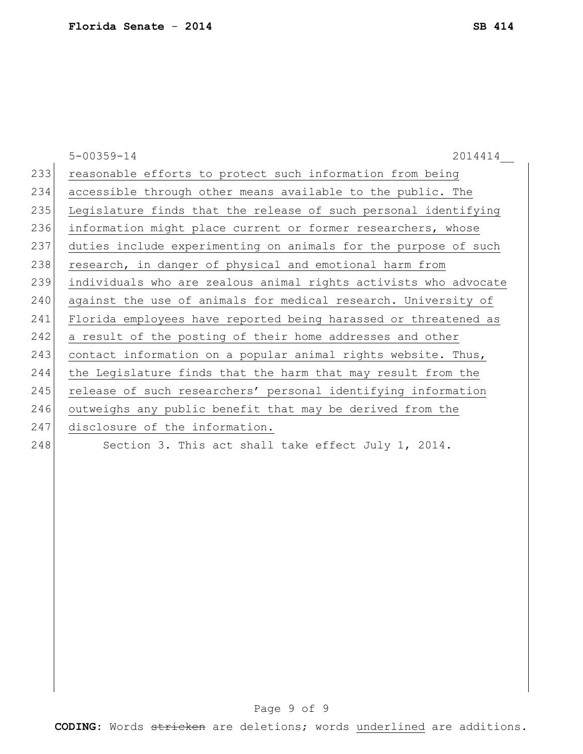5-00359-14 2014414__

233 reasonable efforts to protect such information from being
234 accessible through other means available to the public. The
235 Legislature finds that the release of such personal identifying
236 information might place current or former researchers, whose
237 duties include experimenting on animals for the purpose of such
238 research, in danger of physical and emotional harm from
239 individuals who are zealous animal rights activists who advocate
240 against the use of animals for medical research. University of
241 Florida employees have reported being harassed or threatened as
242 a result of the posting of their home addresses and other
243 contact information on a popular animal rights website. Thus,
244 the Legislature finds that the harm that may result from the
245 release of such researchers' personal identifying information
246 outweighs any public benefit that may be derived from the
247 disclosure of the information.
248 Section 3. This act shall take effect July 1, 2014.

**CODING:** Words ~~stricken~~ are deletions; words underlined are additions.